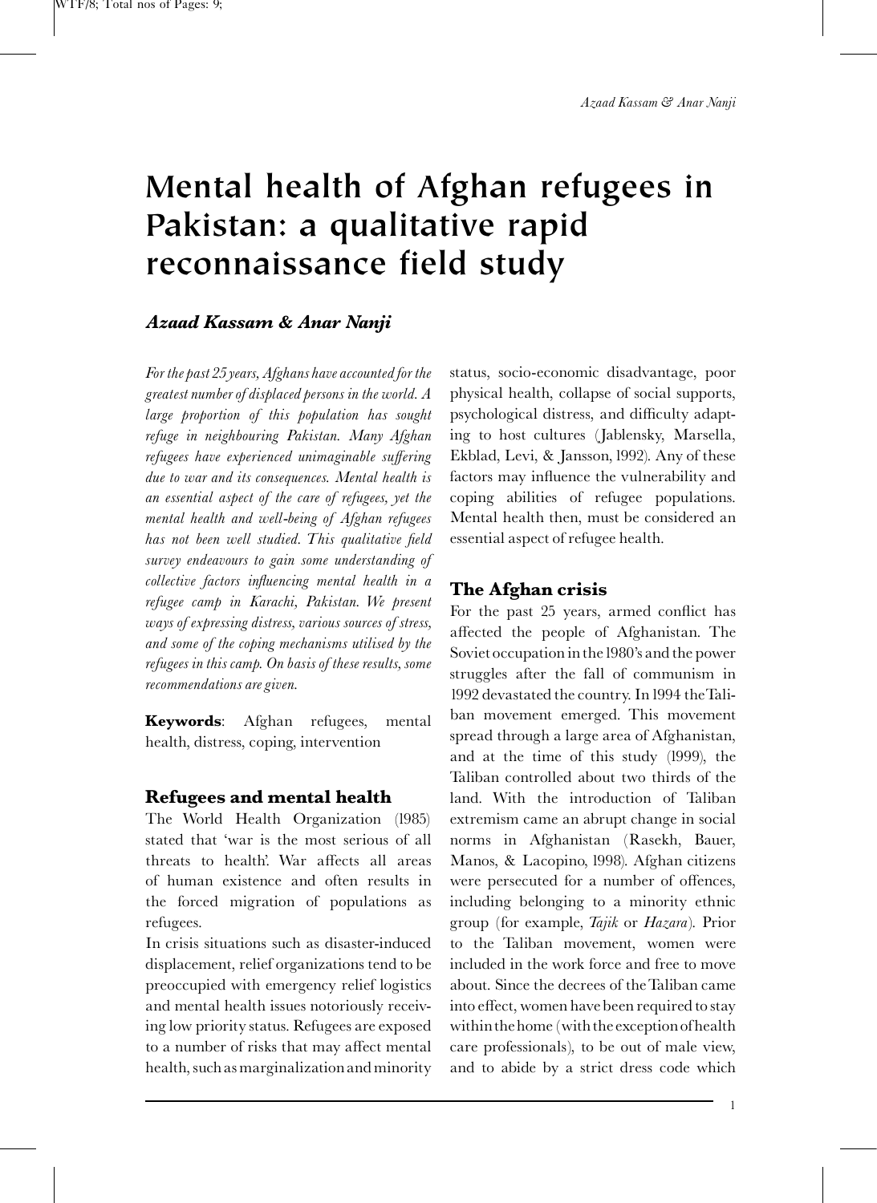# Mental health of Afghan refugees in Pakistan: a qualitative rapid reconnaissance field study

***Azaad Kassam & Anar Nanji***

*For the past 25 years, Afghans have accounted for the greatest number of displaced persons in the world. A large proportion of this population has sought refuge in neighbouring Pakistan. Many Afghan refugees have experienced unimaginable suffering due to war and its consequences. Mental health is an essential aspect of the care of refugees, yet the mental health and well-being of Afghan refugees has not been well studied. This qualitative field survey endeavours to gain some understanding of collective factors influencing mental health in a refugee camp in Karachi, Pakistan. We present ways of expressing distress, various sources of stress, and some of the coping mechanisms utilised by the refugees in this camp. On basis of these results, some recommendations are given.*

**Keywords**: Afghan refugees, mental health, distress, coping, intervention

## Refugees and mental health

The World Health Organization (1985) stated that 'war is the most serious of all threats to health'. War affects all areas of human existence and often results in the forced migration of populations as refugees.

In crisis situations such as disaster-induced displacement, relief organizations tend to be preoccupied with emergency relief logistics and mental health issues notoriously receiving low priority status. Refugees are exposed to a number of risks that may affect mental health, such as marginalization and minority status, socio-economic disadvantage, poor physical health, collapse of social supports, psychological distress, and difficulty adapting to host cultures (Jablensky, Marsella, Ekblad, Levi, & Jansson, 1992). Any of these factors may influence the vulnerability and coping abilities of refugee populations. Mental health then, must be considered an essential aspect of refugee health.

## The Afghan crisis

For the past 25 years, armed conflict has affected the people of Afghanistan. The Soviet occupation in the 1980's and the power struggles after the fall of communism in 1992 devastated the country. In 1994 the Taliban movement emerged. This movement spread through a large area of Afghanistan, and at the time of this study (1999), the Taliban controlled about two thirds of the land. With the introduction of Taliban extremism came an abrupt change in social norms in Afghanistan (Rasekh, Bauer, Manos, & Lacopino, 1998). Afghan citizens were persecuted for a number of offences, including belonging to a minority ethnic group (for example, *Tajik* or *Hazara*). Prior to the Taliban movement, women were included in the work force and free to move about. Since the decrees of the Taliban came into effect, women have been required to stay within the home (with the exception of health care professionals), to be out of male view, and to abide by a strict dress code which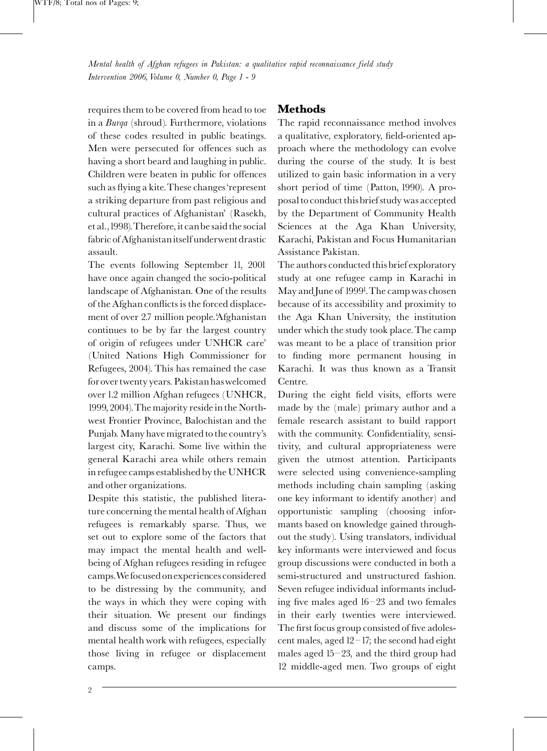requires them to be covered from head to toe in a *Burqa* (shroud). Furthermore, violations of these codes resulted in public beatings. Men were persecuted for offences such as having a short beard and laughing in public. Children were beaten in public for offences such as flying a kite. These changes 'represent a striking departure from past religious and cultural practices of Afghanistan' (Rasekh, et al., 1998). Therefore, it can be said the social fabric of Afghanistan itself underwent drastic assault.

The events following September 11, 2001 have once again changed the socio-political landscape of Afghanistan. One of the results of the Afghan conflicts is the forced displacement of over 2.7 million people. 'Afghanistan continues to be by far the largest country of origin of refugees under UNHCR care' (United Nations High Commissioner for Refugees, 2004). This has remained the case for over twenty years. Pakistan has welcomed over 1.2 million Afghan refugees (UNHCR, 1999, 2004). The majority reside in the Northwest Frontier Province, Balochistan and the Punjab. Many have migrated to the country's largest city, Karachi. Some live within the general Karachi area while others remain in refugee camps established by the UNHCR and other organizations.

Despite this statistic, the published literature concerning the mental health of Afghan refugees is remarkably sparse. Thus, we set out to explore some of the factors that may impact the mental health and well-being of Afghan refugees residing in refugee camps. We focused on experiences considered to be distressing by the community, and the ways in which they were coping with their situation. We present our findings and discuss some of the implications for mental health work with refugees, especially those living in refugee or displacement camps.

## Methods

The rapid reconnaissance method involves a qualitative, exploratory, field-oriented approach where the methodology can evolve during the course of the study. It is best utilized to gain basic information in a very short period of time (Patton, 1990). A proposal to conduct this brief study was accepted by the Department of Community Health Sciences at the Aga Khan University, Karachi, Pakistan and Focus Humanitarian Assistance Pakistan.

The authors conducted this brief exploratory study at one refugee camp in Karachi in May and June of 1999[1]. The camp was chosen because of its accessibility and proximity to the Aga Khan University, the institution under which the study took place. The camp was meant to be a place of transition prior to finding more permanent housing in Karachi. It was thus known as a Transit Centre.

During the eight field visits, efforts were made by the (male) primary author and a female research assistant to build rapport with the community. Confidentiality, sensitivity, and cultural appropriateness were given the utmost attention. Participants were selected using convenience-sampling methods including chain sampling (asking one key informant to identify another) and opportunistic sampling (choosing informants based on knowledge gained throughout the study). Using translators, individual key informants were interviewed and focus group discussions were conducted in both a semi-structured and unstructured fashion. Seven refugee individual informants including five males aged 16–23 and two females in their early twenties were interviewed. The first focus group consisted of five adolescent males, aged 12–17; the second had eight males aged 15–23, and the third group had 12 middle-aged men. Two groups of eight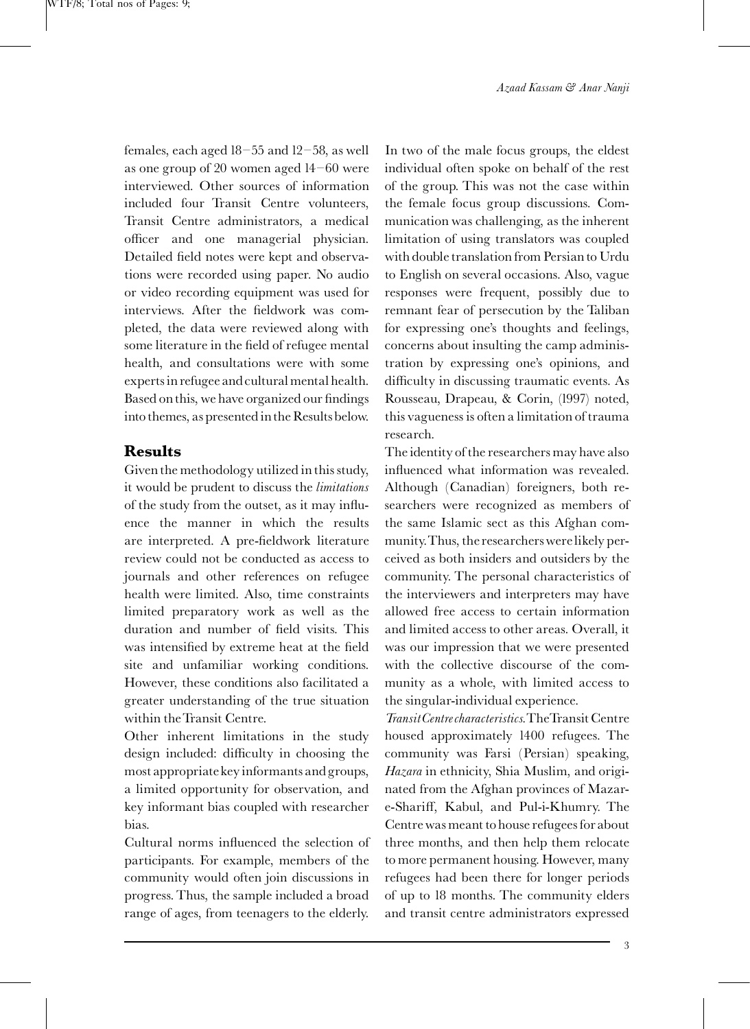females, each aged 18–55 and 12–58, as well as one group of 20 women aged 14–60 were interviewed. Other sources of information included four Transit Centre volunteers, Transit Centre administrators, a medical officer and one managerial physician. Detailed field notes were kept and observations were recorded using paper. No audio or video recording equipment was used for interviews. After the fieldwork was completed, the data were reviewed along with some literature in the field of refugee mental health, and consultations were with some experts in refugee and cultural mental health. Based on this, we have organized our findings into themes, as presented in the Results below.

## Results

Given the methodology utilized in this study, it would be prudent to discuss the *limitations* of the study from the outset, as it may influence the manner in which the results are interpreted. A pre-fieldwork literature review could not be conducted as access to journals and other references on refugee health were limited. Also, time constraints limited preparatory work as well as the duration and number of field visits. This was intensified by extreme heat at the field site and unfamiliar working conditions. However, these conditions also facilitated a greater understanding of the true situation within the Transit Centre.

Other inherent limitations in the study design included: difficulty in choosing the most appropriate key informants and groups, a limited opportunity for observation, and key informant bias coupled with researcher bias.

Cultural norms influenced the selection of participants. For example, members of the community would often join discussions in progress. Thus, the sample included a broad range of ages, from teenagers to the elderly. In two of the male focus groups, the eldest individual often spoke on behalf of the rest of the group. This was not the case within the female focus group discussions. Communication was challenging, as the inherent limitation of using translators was coupled with double translation from Persian to Urdu to English on several occasions. Also, vague responses were frequent, possibly due to remnant fear of persecution by the Taliban for expressing one's thoughts and feelings, concerns about insulting the camp administration by expressing one's opinions, and difficulty in discussing traumatic events. As Rousseau, Drapeau, & Corin, (1997) noted, this vagueness is often a limitation of trauma research.

The identity of the researchers may have also influenced what information was revealed. Although (Canadian) foreigners, both researchers were recognized as members of the same Islamic sect as this Afghan community. Thus, the researchers were likely perceived as both insiders and outsiders by the community. The personal characteristics of the interviewers and interpreters may have allowed free access to certain information and limited access to other areas. Overall, it was our impression that we were presented with the collective discourse of the community as a whole, with limited access to the singular-individual experience.

*Transit Centre characteristics.* The Transit Centre housed approximately 1400 refugees. The community was Farsi (Persian) speaking, *Hazara* in ethnicity, Shia Muslim, and originated from the Afghan provinces of Mazar-e-Shariff, Kabul, and Pul-i-Khumry. The Centre was meant to house refugees for about three months, and then help them relocate to more permanent housing. However, many refugees had been there for longer periods of up to 18 months. The community elders and transit centre administrators expressed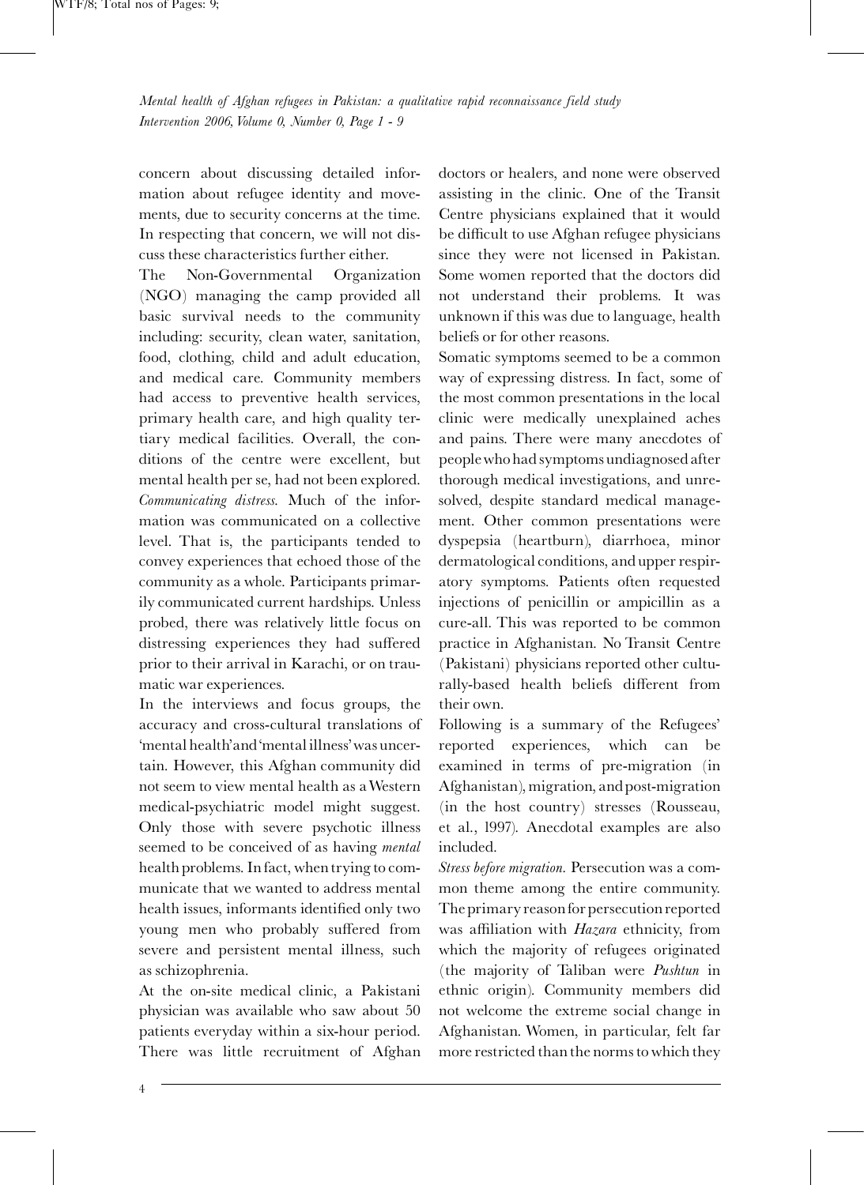concern about discussing detailed information about refugee identity and movements, due to security concerns at the time. In respecting that concern, we will not discuss these characteristics further either.

The Non-Governmental Organization (NGO) managing the camp provided all basic survival needs to the community including: security, clean water, sanitation, food, clothing, child and adult education, and medical care. Community members had access to preventive health services, primary health care, and high quality tertiary medical facilities. Overall, the conditions of the centre were excellent, but mental health per se, had not been explored.

*Communicating distress.* Much of the information was communicated on a collective level. That is, the participants tended to convey experiences that echoed those of the community as a whole. Participants primarily communicated current hardships. Unless probed, there was relatively little focus on distressing experiences they had suffered prior to their arrival in Karachi, or on traumatic war experiences.

In the interviews and focus groups, the accuracy and cross-cultural translations of 'mental health' and 'mental illness' was uncertain. However, this Afghan community did not seem to view mental health as a Western medical-psychiatric model might suggest. Only those with severe psychotic illness seemed to be conceived of as having *mental* health problems. In fact, when trying to communicate that we wanted to address mental health issues, informants identified only two young men who probably suffered from severe and persistent mental illness, such as schizophrenia.

At the on-site medical clinic, a Pakistani physician was available who saw about 50 patients everyday within a six-hour period. There was little recruitment of Afghan doctors or healers, and none were observed assisting in the clinic. One of the Transit Centre physicians explained that it would be difficult to use Afghan refugee physicians since they were not licensed in Pakistan. Some women reported that the doctors did not understand their problems. It was unknown if this was due to language, health beliefs or for other reasons.

Somatic symptoms seemed to be a common way of expressing distress. In fact, some of the most common presentations in the local clinic were medically unexplained aches and pains. There were many anecdotes of people who had symptoms undiagnosed after thorough medical investigations, and unresolved, despite standard medical management. Other common presentations were dyspepsia (heartburn), diarrhoea, minor dermatological conditions, and upper respiratory symptoms. Patients often requested injections of penicillin or ampicillin as a cure-all. This was reported to be common practice in Afghanistan. No Transit Centre (Pakistani) physicians reported other culturally-based health beliefs different from their own.

Following is a summary of the Refugees' reported experiences, which can be examined in terms of pre-migration (in Afghanistan), migration, and post-migration (in the host country) stresses (Rousseau, et al., 1997). Anecdotal examples are also included.

*Stress before migration.* Persecution was a common theme among the entire community. The primary reason for persecution reported was affiliation with *Hazara* ethnicity, from which the majority of refugees originated (the majority of Taliban were *Pushtun* in ethnic origin). Community members did not welcome the extreme social change in Afghanistan. Women, in particular, felt far more restricted than the norms to which they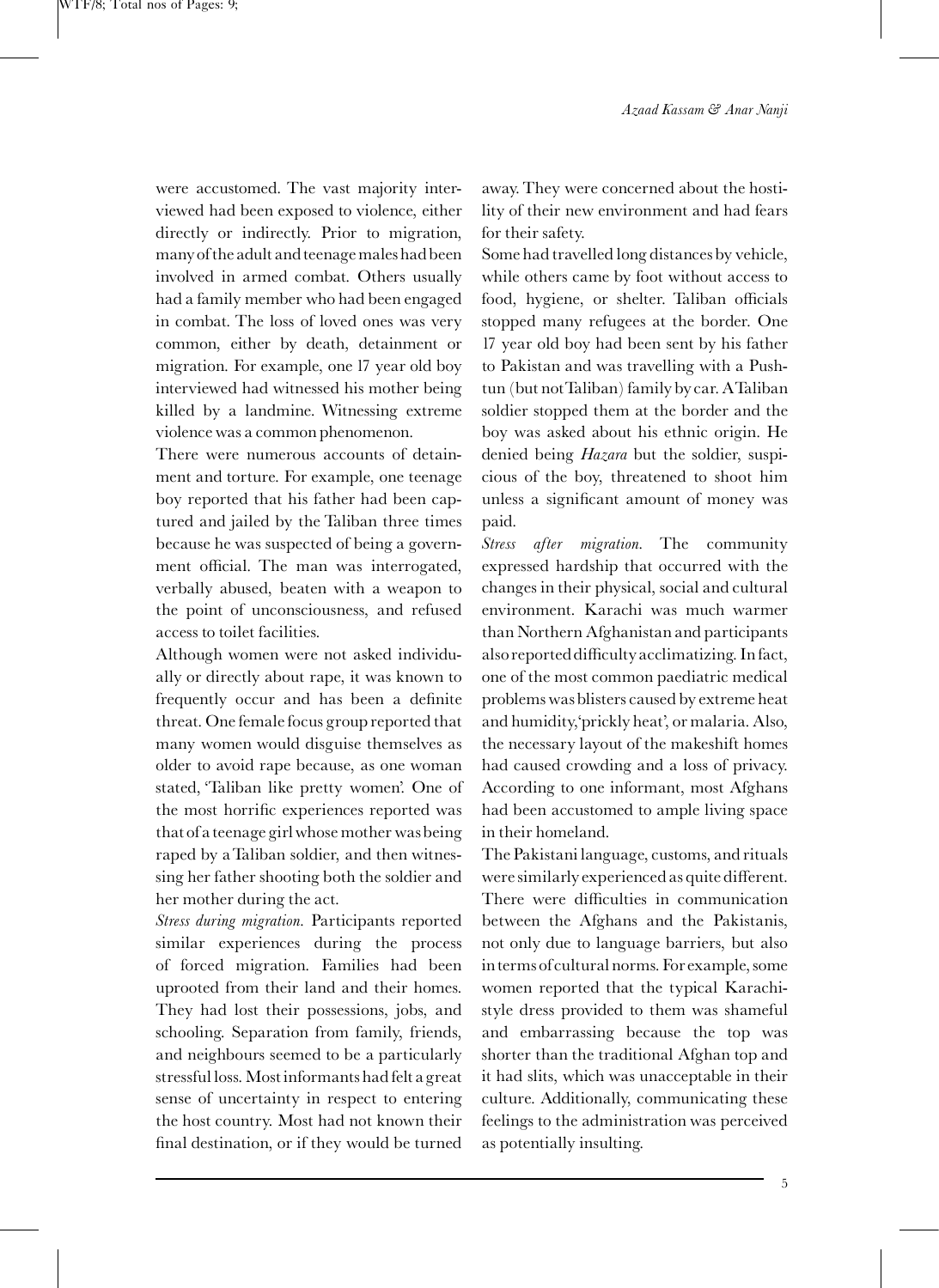were accustomed. The vast majority interviewed had been exposed to violence, either directly or indirectly. Prior to migration, many of the adult and teenage males had been involved in armed combat. Others usually had a family member who had been engaged in combat. The loss of loved ones was very common, either by death, detainment or migration. For example, one 17 year old boy interviewed had witnessed his mother being killed by a landmine. Witnessing extreme violence was a common phenomenon.

There were numerous accounts of detainment and torture. For example, one teenage boy reported that his father had been captured and jailed by the Taliban three times because he was suspected of being a government official. The man was interrogated, verbally abused, beaten with a weapon to the point of unconsciousness, and refused access to toilet facilities.

Although women were not asked individually or directly about rape, it was known to frequently occur and has been a definite threat. One female focus group reported that many women would disguise themselves as older to avoid rape because, as one woman stated, 'Taliban like pretty women'. One of the most horrific experiences reported was that of a teenage girl whose mother was being raped by a Taliban soldier, and then witnessing her father shooting both the soldier and her mother during the act.

*Stress during migration.* Participants reported similar experiences during the process of forced migration. Families had been uprooted from their land and their homes. They had lost their possessions, jobs, and schooling. Separation from family, friends, and neighbours seemed to be a particularly stressful loss. Most informants had felt a great sense of uncertainty in respect to entering the host country. Most had not known their final destination, or if they would be turned away. They were concerned about the hostility of their new environment and had fears for their safety.

Some had travelled long distances by vehicle, while others came by foot without access to food, hygiene, or shelter. Taliban officials stopped many refugees at the border. One 17 year old boy had been sent by his father to Pakistan and was travelling with a Pushtun (but not Taliban) family by car. A Taliban soldier stopped them at the border and the boy was asked about his ethnic origin. He denied being *Hazara* but the soldier, suspicious of the boy, threatened to shoot him unless a significant amount of money was paid.

*Stress after migration.* The community expressed hardship that occurred with the changes in their physical, social and cultural environment. Karachi was much warmer than Northern Afghanistan and participants also reported difficulty acclimatizing. In fact, one of the most common paediatric medical problems was blisters caused by extreme heat and humidity, 'prickly heat', or malaria. Also, the necessary layout of the makeshift homes had caused crowding and a loss of privacy. According to one informant, most Afghans had been accustomed to ample living space in their homeland.

The Pakistani language, customs, and rituals were similarly experienced as quite different. There were difficulties in communication between the Afghans and the Pakistanis, not only due to language barriers, but also in terms of cultural norms. For example, some women reported that the typical Karachi-style dress provided to them was shameful and embarrassing because the top was shorter than the traditional Afghan top and it had slits, which was unacceptable in their culture. Additionally, communicating these feelings to the administration was perceived as potentially insulting.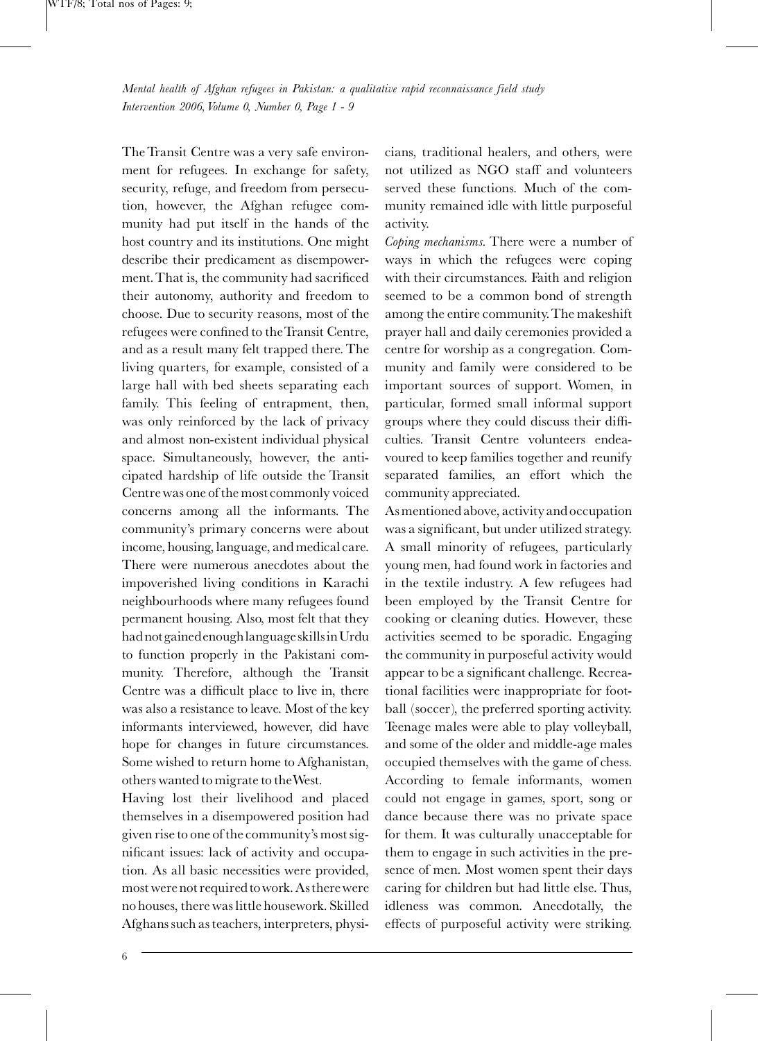The Transit Centre was a very safe environment for refugees. In exchange for safety, security, refuge, and freedom from persecution, however, the Afghan refugee community had put itself in the hands of the host country and its institutions. One might describe their predicament as disempowerment. That is, the community had sacrificed their autonomy, authority and freedom to choose. Due to security reasons, most of the refugees were confined to the Transit Centre, and as a result many felt trapped there. The living quarters, for example, consisted of a large hall with bed sheets separating each family. This feeling of entrapment, then, was only reinforced by the lack of privacy and almost non-existent individual physical space. Simultaneously, however, the anticipated hardship of life outside the Transit Centre was one of the most commonly voiced concerns among all the informants. The community's primary concerns were about income, housing, language, and medical care. There were numerous anecdotes about the impoverished living conditions in Karachi neighbourhoods where many refugees found permanent housing. Also, most felt that they had not gained enough language skills in Urdu to function properly in the Pakistani community. Therefore, although the Transit Centre was a difficult place to live in, there was also a resistance to leave. Most of the key informants interviewed, however, did have hope for changes in future circumstances. Some wished to return home to Afghanistan, others wanted to migrate to the West.

Having lost their livelihood and placed themselves in a disempowered position had given rise to one of the community's most significant issues: lack of activity and occupation. As all basic necessities were provided, most were not required to work. As there were no houses, there was little housework. Skilled Afghans such as teachers, interpreters, physicians, traditional healers, and others, were not utilized as NGO staff and volunteers served these functions. Much of the community remained idle with little purposeful activity.

*Coping mechanisms*. There were a number of ways in which the refugees were coping with their circumstances. Faith and religion seemed to be a common bond of strength among the entire community. The makeshift prayer hall and daily ceremonies provided a centre for worship as a congregation. Community and family were considered to be important sources of support. Women, in particular, formed small informal support groups where they could discuss their difficulties. Transit Centre volunteers endeavoured to keep families together and reunify separated families, an effort which the community appreciated.

As mentioned above, activity and occupation was a significant, but under utilized strategy. A small minority of refugees, particularly young men, had found work in factories and in the textile industry. A few refugees had been employed by the Transit Centre for cooking or cleaning duties. However, these activities seemed to be sporadic. Engaging the community in purposeful activity would appear to be a significant challenge. Recreational facilities were inappropriate for football (soccer), the preferred sporting activity. Teenage males were able to play volleyball, and some of the older and middle-age males occupied themselves with the game of chess. According to female informants, women could not engage in games, sport, song or dance because there was no private space for them. It was culturally unacceptable for them to engage in such activities in the presence of men. Most women spent their days caring for children but had little else. Thus, idleness was common. Anecdotally, the effects of purposeful activity were striking.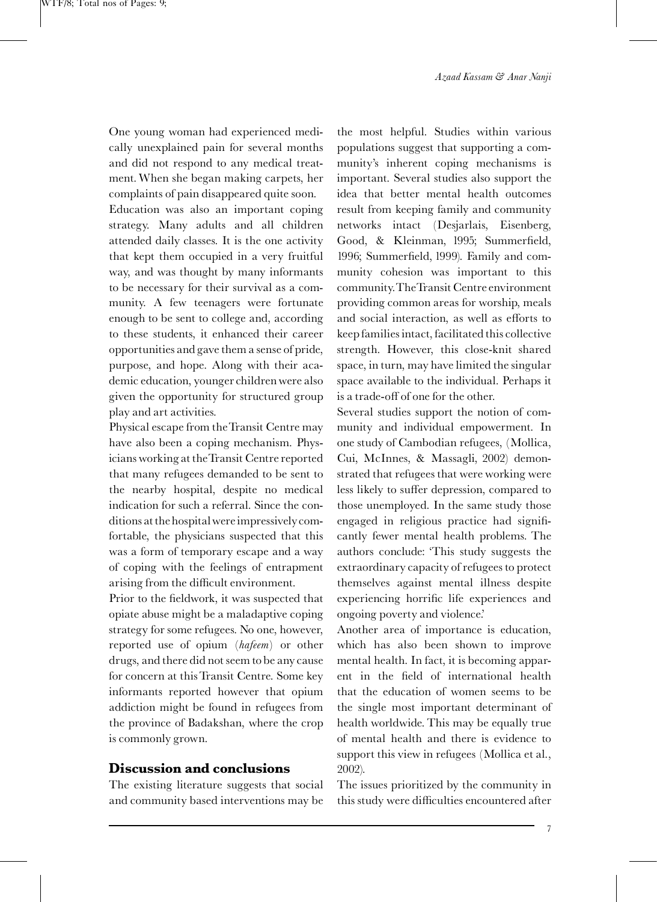One young woman had experienced medically unexplained pain for several months and did not respond to any medical treatment. When she began making carpets, her complaints of pain disappeared quite soon.

Education was also an important coping strategy. Many adults and all children attended daily classes. It is the one activity that kept them occupied in a very fruitful way, and was thought by many informants to be necessary for their survival as a community. A few teenagers were fortunate enough to be sent to college and, according to these students, it enhanced their career opportunities and gave them a sense of pride, purpose, and hope. Along with their academic education, younger children were also given the opportunity for structured group play and art activities.

Physical escape from the Transit Centre may have also been a coping mechanism. Physicians working at the Transit Centre reported that many refugees demanded to be sent to the nearby hospital, despite no medical indication for such a referral. Since the conditions at the hospital were impressively comfortable, the physicians suspected that this was a form of temporary escape and a way of coping with the feelings of entrapment arising from the difficult environment.

Prior to the fieldwork, it was suspected that opiate abuse might be a maladaptive coping strategy for some refugees. No one, however, reported use of opium (*hafeem*) or other drugs, and there did not seem to be any cause for concern at this Transit Centre. Some key informants reported however that opium addiction might be found in refugees from the province of Badakshan, where the crop is commonly grown.

## Discussion and conclusions

The existing literature suggests that social and community based interventions may be the most helpful. Studies within various populations suggest that supporting a community's inherent coping mechanisms is important. Several studies also support the idea that better mental health outcomes result from keeping family and community networks intact (Desjarlais, Eisenberg, Good, & Kleinman, 1995; Summerfield, 1996; Summerfield, 1999). Family and community cohesion was important to this community. The Transit Centre environment providing common areas for worship, meals and social interaction, as well as efforts to keep families intact, facilitated this collective strength. However, this close-knit shared space, in turn, may have limited the singular space available to the individual. Perhaps it is a trade-off of one for the other.

Several studies support the notion of community and individual empowerment. In one study of Cambodian refugees, (Mollica, Cui, McInnes, & Massagli, 2002) demonstrated that refugees that were working were less likely to suffer depression, compared to those unemployed. In the same study those engaged in religious practice had significantly fewer mental health problems. The authors conclude: 'This study suggests the extraordinary capacity of refugees to protect themselves against mental illness despite experiencing horrific life experiences and ongoing poverty and violence.'

Another area of importance is education, which has also been shown to improve mental health. In fact, it is becoming apparent in the field of international health that the education of women seems to be the single most important determinant of health worldwide. This may be equally true of mental health and there is evidence to support this view in refugees (Mollica et al., 2002).

The issues prioritized by the community in this study were difficulties encountered after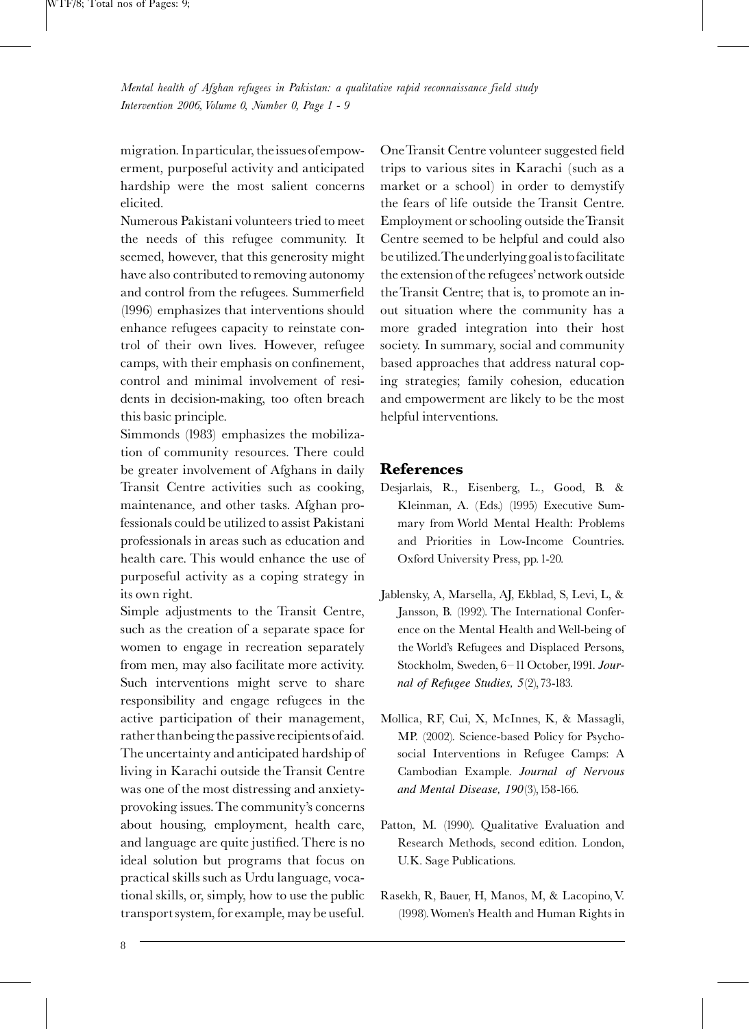migration. In particular, the issues of empowerment, purposeful activity and anticipated hardship were the most salient concerns elicited.

Numerous Pakistani volunteers tried to meet the needs of this refugee community. It seemed, however, that this generosity might have also contributed to removing autonomy and control from the refugees. Summerfield (1996) emphasizes that interventions should enhance refugees capacity to reinstate control of their own lives. However, refugee camps, with their emphasis on confinement, control and minimal involvement of residents in decision-making, too often breach this basic principle.

Simmonds (1983) emphasizes the mobilization of community resources. There could be greater involvement of Afghans in daily Transit Centre activities such as cooking, maintenance, and other tasks. Afghan professionals could be utilized to assist Pakistani professionals in areas such as education and health care. This would enhance the use of purposeful activity as a coping strategy in its own right.

Simple adjustments to the Transit Centre, such as the creation of a separate space for women to engage in recreation separately from men, may also facilitate more activity. Such interventions might serve to share responsibility and engage refugees in the active participation of their management, rather than being the passive recipients of aid. The uncertainty and anticipated hardship of living in Karachi outside the Transit Centre was one of the most distressing and anxiety-provoking issues. The community's concerns about housing, employment, health care, and language are quite justified. There is no ideal solution but programs that focus on practical skills such as Urdu language, vocational skills, or, simply, how to use the public transport system, for example, may be useful. One Transit Centre volunteer suggested field trips to various sites in Karachi (such as a market or a school) in order to demystify the fears of life outside the Transit Centre. Employment or schooling outside the Transit Centre seemed to be helpful and could also be utilized. The underlying goal is to facilitate the extension of the refugees' network outside the Transit Centre; that is, to promote an in-out situation where the community has a more graded integration into their host society. In summary, social and community based approaches that address natural coping strategies; family cohesion, education and empowerment are likely to be the most helpful interventions.

## References

Desjarlais, R., Eisenberg, L., Good, B. & Kleinman, A. (Eds.) (1995) Executive Summary from World Mental Health: Problems and Priorities in Low-Income Countries. Oxford University Press, pp. 1-20.

Jablensky, A, Marsella, AJ, Ekblad, S, Levi, L, & Jansson, B. (1992). The International Conference on the Mental Health and Well-being of the World's Refugees and Displaced Persons, Stockholm, Sweden, 6–11 October, 1991. *Journal of Refugee Studies, 5*(2), 73-183.

Mollica, RF, Cui, X, McInnes, K, & Massagli, MP. (2002). Science-based Policy for Psychosocial Interventions in Refugee Camps: A Cambodian Example. *Journal of Nervous and Mental Disease, 190*(3), 158-166.

Patton, M. (1990). Qualitative Evaluation and Research Methods, second edition. London, U.K. Sage Publications.

Rasekh, R, Bauer, H, Manos, M, & Lacopino, V. (1998). Women's Health and Human Rights in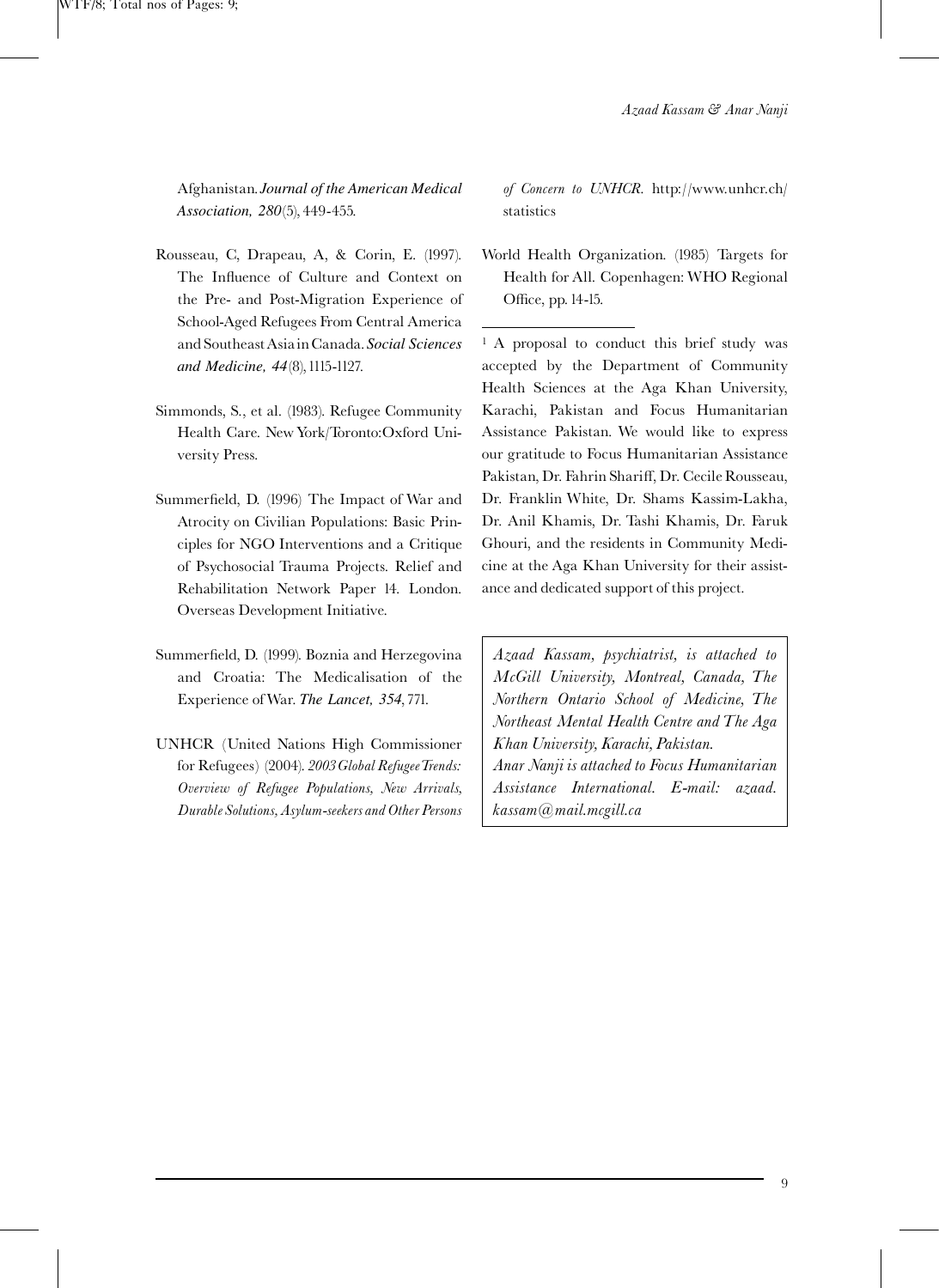Afghanistan. *Journal of the American Medical Association, 280*(5), 449-455.

Rousseau, C, Drapeau, A, & Corin, E. (1997). The Influence of Culture and Context on the Pre- and Post-Migration Experience of School-Aged Refugees From Central America and Southeast Asia in Canada. *Social Sciences and Medicine, 44*(8), 1115-1127.

Simmonds, S., et al. (1983). Refugee Community Health Care. New York/Toronto:Oxford University Press.

Summerfield, D. (1996) The Impact of War and Atrocity on Civilian Populations: Basic Principles for NGO Interventions and a Critique of Psychosocial Trauma Projects. Relief and Rehabilitation Network Paper 14. London. Overseas Development Initiative.

Summerfield, D. (1999). Boznia and Herzegovina and Croatia: The Medicalisation of the Experience of War. *The Lancet, 354*, 771.

UNHCR (United Nations High Commissioner for Refugees) (2004). *2003 Global Refugee Trends: Overview of Refugee Populations, New Arrivals, Durable Solutions, Asylum-seekers and Other Persons of Concern to UNHCR*. http://www.unhcr.ch/statistics

World Health Organization. (1985) Targets for Health for All. Copenhagen: WHO Regional Office, pp. 14-15.

---

[1] A proposal to conduct this brief study was accepted by the Department of Community Health Sciences at the Aga Khan University, Karachi, Pakistan and Focus Humanitarian Assistance Pakistan. We would like to express our gratitude to Focus Humanitarian Assistance Pakistan, Dr. Fahrin Shariff, Dr. Cecile Rousseau, Dr. Franklin White, Dr. Shams Kassim-Lakha, Dr. Anil Khamis, Dr. Tashi Khamis, Dr. Faruk Ghouri, and the residents in Community Medicine at the Aga Khan University for their assistance and dedicated support of this project.

*Azaad Kassam, psychiatrist, is attached to McGill University, Montreal, Canada, The Northern Ontario School of Medicine, The Northeast Mental Health Centre and The Aga Khan University, Karachi, Pakistan.*
*Anar Nanji is attached to Focus Humanitarian Assistance International. E-mail: azaad.kassam@mail.mcgill.ca*